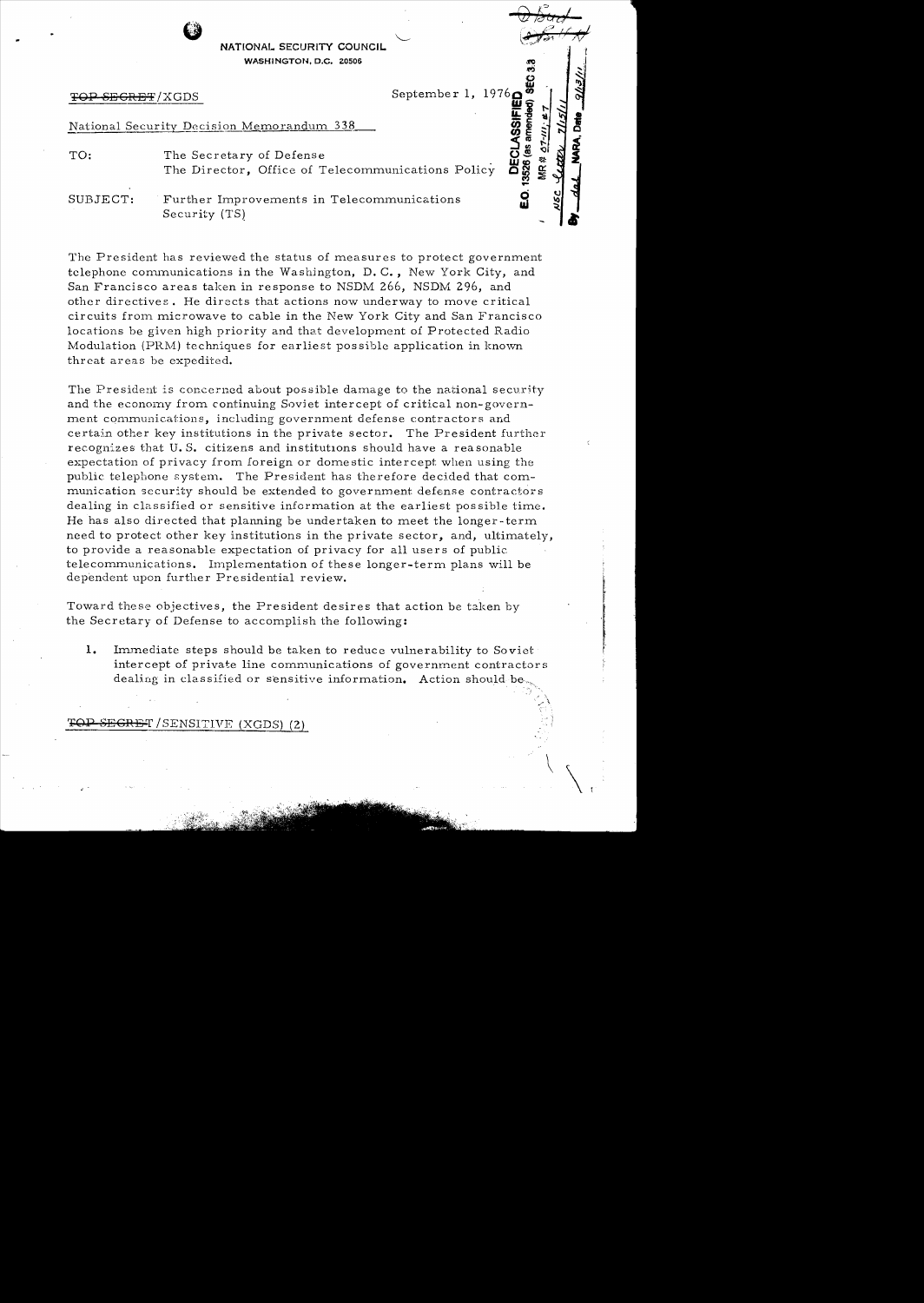NATIONAL SECURITY COUNCIL
WASHINGTON, D.C. 20506

~~TOP SECRET~~/XGDS

September 1, 1976

DECLASSIFIED
E.O. 13526 (as amended) SEC 3.3
MR # 07-111; #7
NSC letter 7/15/11
By dal NARA, Date 9/13/11

National Security Decision Memorandum 338

TO: The Secretary of Defense
The Director, Office of Telecommunications Policy

SUBJECT: Further Improvements in Telecommunications Security (TS)

The President has reviewed the status of measures to protect government telephone communications in the Washington, D. C., New York City, and San Francisco areas taken in response to NSDM 266, NSDM 296, and other directives. He directs that actions now underway to move critical circuits from microwave to cable in the New York City and San Francisco locations be given high priority and that development of Protected Radio Modulation (PRM) techniques for earliest possible application in known threat areas be expedited.

The President is concerned about possible damage to the national security and the economy from continuing Soviet intercept of critical non-government communications, including government defense contractors and certain other key institutions in the private sector. The President further recognizes that U.S. citizens and institutions should have a reasonable expectation of privacy from foreign or domestic intercept when using the public telephone system. The President has therefore decided that communication security should be extended to government defense contractors dealing in classified or sensitive information at the earliest possible time. He has also directed that planning be undertaken to meet the longer-term need to protect other key institutions in the private sector, and, ultimately, to provide a reasonable expectation of privacy for all users of public telecommunications. Implementation of these longer-term plans will be dependent upon further Presidential review.

Toward these objectives, the President desires that action be taken by the Secretary of Defense to accomplish the following:

1. Immediate steps should be taken to reduce vulnerability to Soviet intercept of private line communications of government contractors dealing in classified or sensitive information. Action should be

~~TOP SECRET~~/SENSITIVE (XGDS) (2)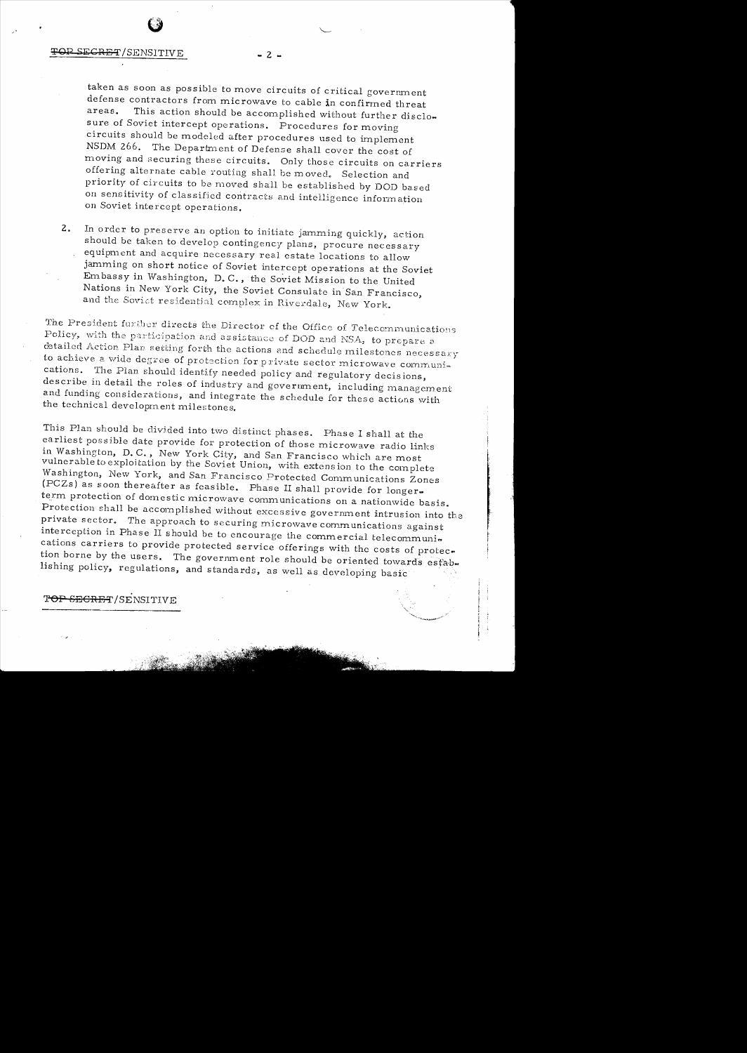TOP SECRET/SENSITIVE

taken as soon as possible to move circuits of critical government defense contractors from microwave to cable in confirmed threat areas. This action should be accomplished without further disclosure of Soviet intercept operations. Procedures for moving circuits should be modeled after procedures used to implement NSDM 266. The Department of Defense shall cover the cost of moving and securing these circuits. Only those circuits on carriers offering alternate cable routing shall be moved. Selection and priority of circuits to be moved shall be established by DOD based on sensitivity of classified contracts and intelligence information on Soviet intercept operations.

2. In order to preserve an option to initiate jamming quickly, action should be taken to develop contingency plans, procure necessary equipment and acquire necessary real estate locations to allow jamming on short notice of Soviet intercept operations at the Soviet Embassy in Washington, D. C., the Soviet Mission to the United Nations in New York City, the Soviet Consulate in San Francisco, and the Soviet residential complex in Riverdale, New York.

The President further directs the Director of the Office of Telecommunications Policy, with the participation and assistance of DOD and NSA, to prepare a detailed Action Plan setting forth the actions and schedule milestones necessary to achieve a wide degree of protection for private sector microwave communications. The Plan should identify needed policy and regulatory decisions, describe in detail the roles of industry and government, including management and funding considerations, and integrate the schedule for these actions with the technical development milestones.

This Plan should be divided into two distinct phases. Phase I shall at the earliest possible date provide for protection of those microwave radio links in Washington, D. C., New York City, and San Francisco which are most vulnerable to exploitation by the Soviet Union, with extension to the complete Washington, New York, and San Francisco Protected Communications Zones (PCZs) as soon thereafter as feasible. Phase II shall provide for longer-term protection of domestic microwave communications on a nationwide basis. Protection shall be accomplished without excessive government intrusion into the private sector. The approach to securing microwave communications against interception in Phase II should be to encourage the commercial telecommunications carriers to provide protected service offerings with the costs of protection borne by the users. The government role should be oriented towards establishing policy, regulations, and standards, as well as developing basic

TOP SECRET/SENSITIVE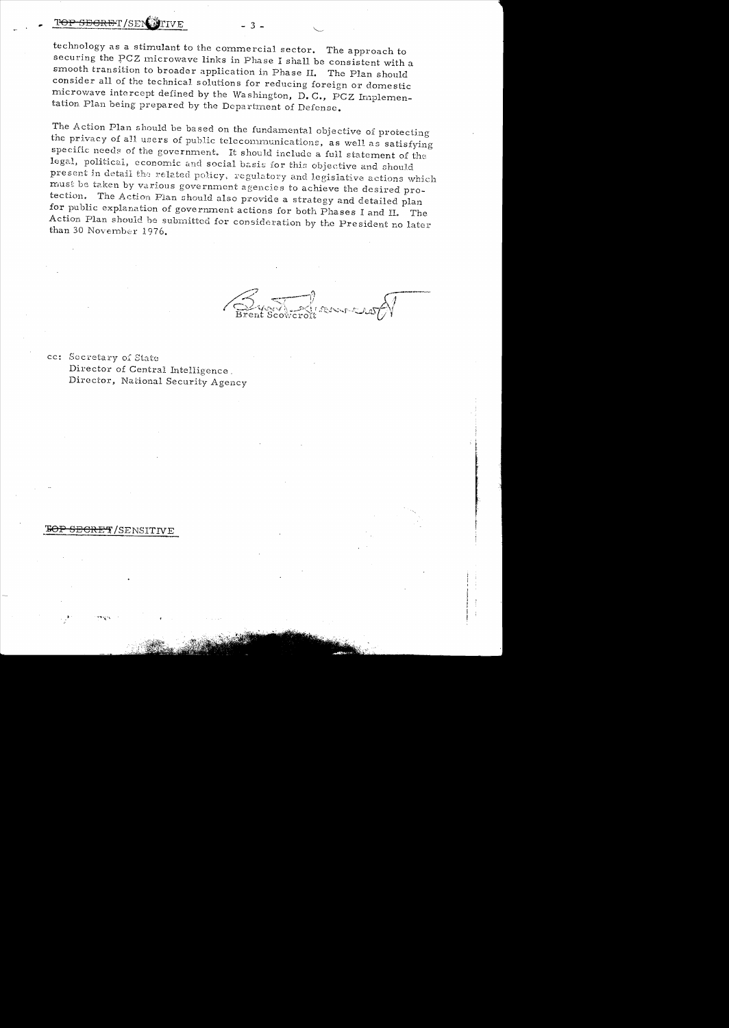technology as a stimulant to the commercial sector. The approach to securing the PCZ microwave links in Phase I shall be consistent with a smooth transition to broader application in Phase II. The Plan should consider all of the technical solutions for reducing foreign or domestic microwave intercept defined by the Washington, D. C., PCZ Implementation Plan being prepared by the Department of Defense.

The Action Plan should be based on the fundamental objective of protecting the privacy of all users of public telecommunications, as well as satisfying specific needs of the government. It should include a full statement of the legal, political, economic and social basis for this objective and should present in detail the related policy, regulatory and legislative actions which must be taken by various government agencies to achieve the desired protection. The Action Plan should also provide a strategy and detailed plan for public explanation of government actions for both Phases I and II. The Action Plan should be submitted for consideration by the President no later than 30 November 1976.

Brent Scowcroft

cc: Secretary of State
Director of Central Intelligence
Director, National Security Agency